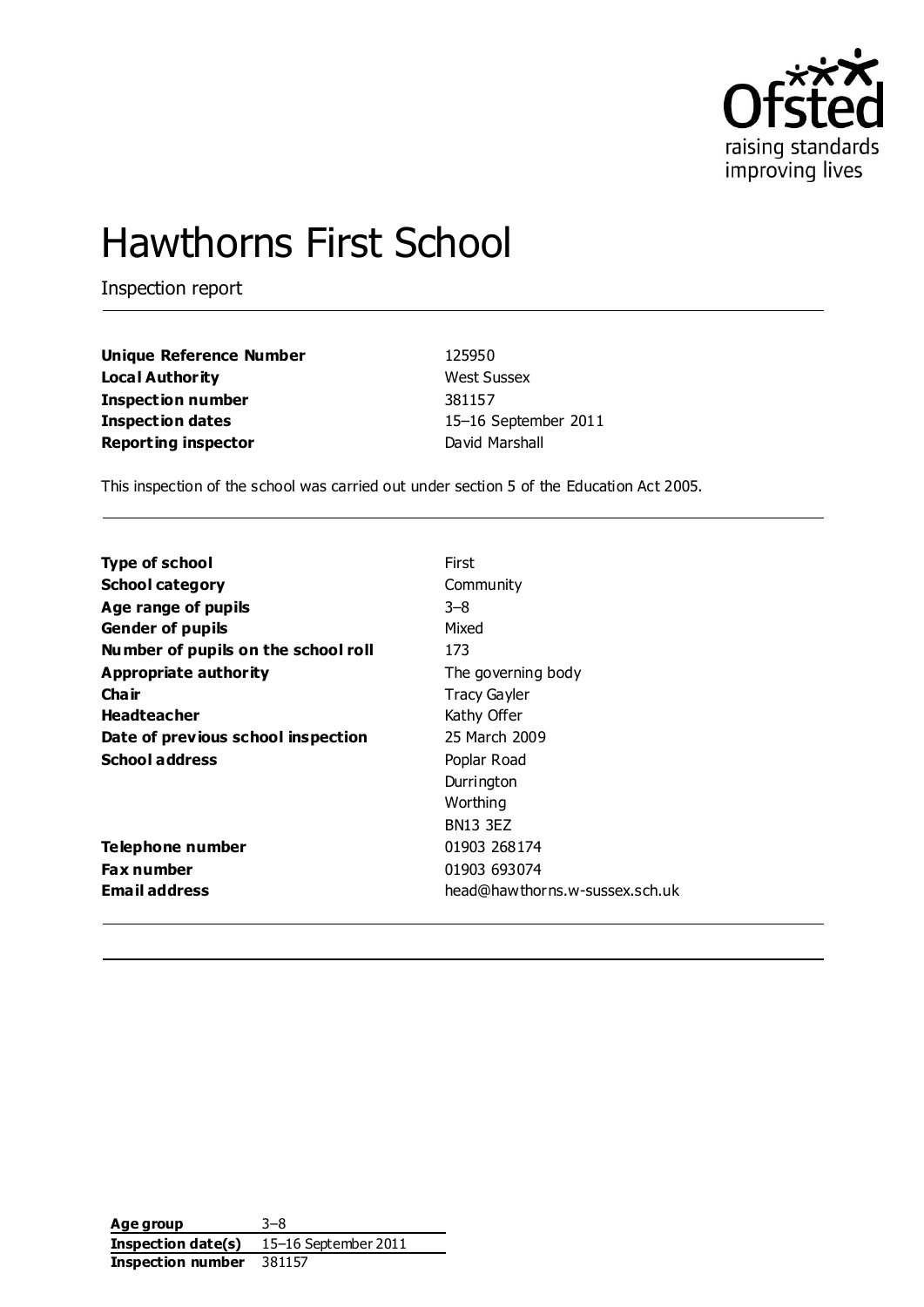# Hawthorns First School

Inspection report

| | |
|---|---|
| **Unique Reference Number** | 125950 |
| **Local Authority** | West Sussex |
| **Inspection number** | 381157 |
| **Inspection dates** | 15–16 September 2011 |
| **Reporting inspector** | David Marshall |

This inspection of the school was carried out under section 5 of the Education Act 2005.

| | |
|---|---|
| **Type of school** | First |
| **School category** | Community |
| **Age range of pupils** | 3–8 |
| **Gender of pupils** | Mixed |
| **Number of pupils on the school roll** | 173 |
| **Appropriate authority** | The governing body |
| **Chair** | Tracy Gayler |
| **Headteacher** | Kathy Offer |
| **Date of previous school inspection** | 25 March 2009 |
| **School address** | Poplar Road<br>Durrington<br>Worthing<br>BN13 3EZ |
| **Telephone number** | 01903 268174 |
| **Fax number** | 01903 693074 |
| **Email address** | head@hawthorns.w-sussex.sch.uk |

| | |
|---|---|
| **Age group** | 3–8 |
| **Inspection date(s)** | 15–16 September 2011 |
| **Inspection number** | 381157 |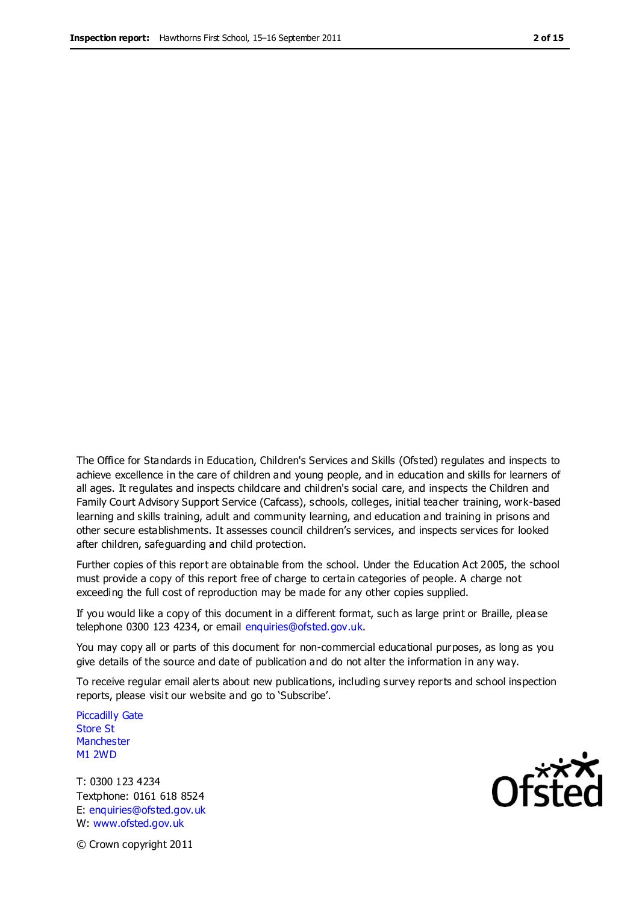The Office for Standards in Education, Children's Services and Skills (Ofsted) regulates and inspects to achieve excellence in the care of children and young people, and in education and skills for learners of all ages. It regulates and inspects childcare and children's social care, and inspects the Children and Family Court Advisory Support Service (Cafcass), schools, colleges, initial teacher training, work-based learning and skills training, adult and community learning, and education and training in prisons and other secure establishments. It assesses council children's services, and inspects services for looked after children, safeguarding and child protection.

Further copies of this report are obtainable from the school. Under the Education Act 2005, the school must provide a copy of this report free of charge to certain categories of people. A charge not exceeding the full cost of reproduction may be made for any other copies supplied.

If you would like a copy of this document in a different format, such as large print or Braille, please telephone 0300 123 4234, or email enquiries@ofsted.gov.uk.

You may copy all or parts of this document for non-commercial educational purposes, as long as you give details of the source and date of publication and do not alter the information in any way.

To receive regular email alerts about new publications, including survey reports and school inspection reports, please visit our website and go to 'Subscribe'.

Piccadilly Gate
Store St
Manchester
M1 2WD

T: 0300 123 4234
Textphone: 0161 618 8524
E: enquiries@ofsted.gov.uk
W: www.ofsted.gov.uk

© Crown copyright 2011

Ofsted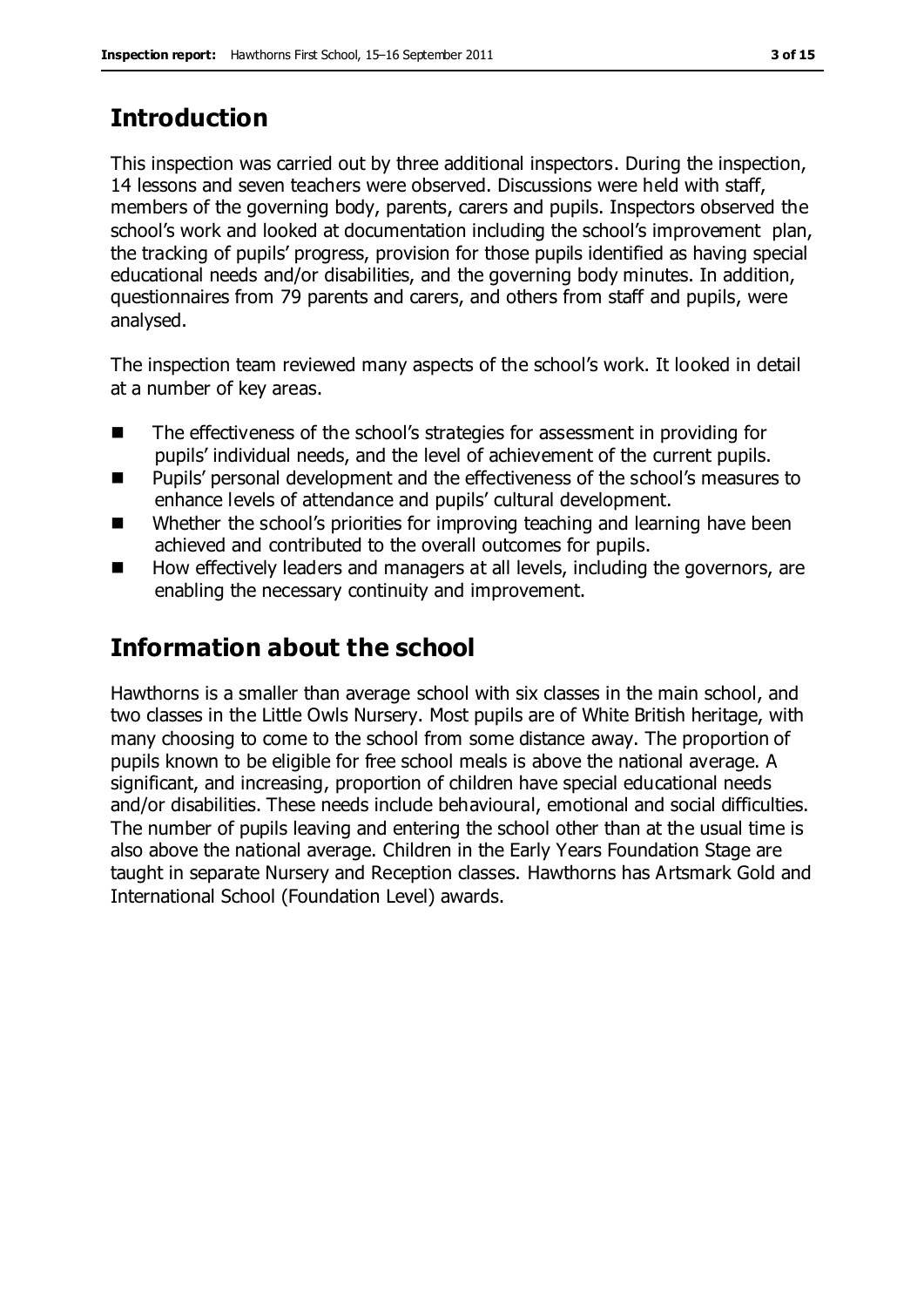## Introduction

This inspection was carried out by three additional inspectors. During the inspection, 14 lessons and seven teachers were observed. Discussions were held with staff, members of the governing body, parents, carers and pupils. Inspectors observed the school's work and looked at documentation including the school's improvement plan, the tracking of pupils' progress, provision for those pupils identified as having special educational needs and/or disabilities, and the governing body minutes. In addition, questionnaires from 79 parents and carers, and others from staff and pupils, were analysed.

The inspection team reviewed many aspects of the school's work. It looked in detail at a number of key areas.

- The effectiveness of the school's strategies for assessment in providing for pupils' individual needs, and the level of achievement of the current pupils.
- Pupils' personal development and the effectiveness of the school's measures to enhance levels of attendance and pupils' cultural development.
- Whether the school's priorities for improving teaching and learning have been achieved and contributed to the overall outcomes for pupils.
- How effectively leaders and managers at all levels, including the governors, are enabling the necessary continuity and improvement.

## Information about the school

Hawthorns is a smaller than average school with six classes in the main school, and two classes in the Little Owls Nursery. Most pupils are of White British heritage, with many choosing to come to the school from some distance away. The proportion of pupils known to be eligible for free school meals is above the national average. A significant, and increasing, proportion of children have special educational needs and/or disabilities. These needs include behavioural, emotional and social difficulties. The number of pupils leaving and entering the school other than at the usual time is also above the national average. Children in the Early Years Foundation Stage are taught in separate Nursery and Reception classes. Hawthorns has Artsmark Gold and International School (Foundation Level) awards.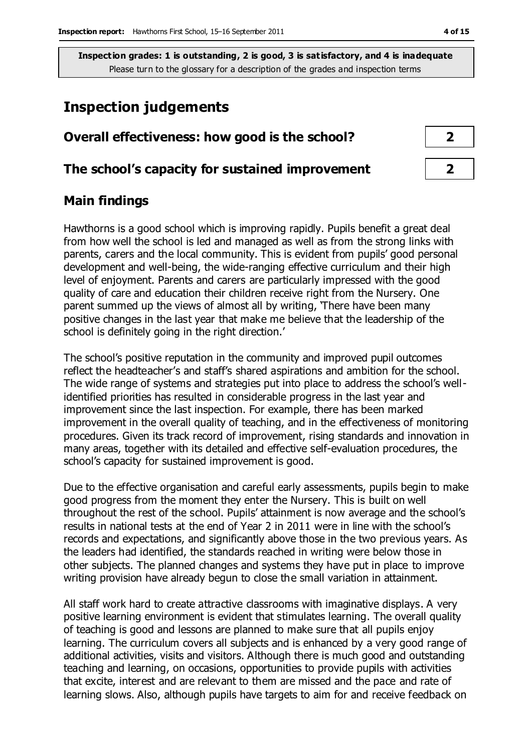**Inspection grades: 1 is outstanding, 2 is good, 3 is satisfactory, and 4 is inadequate**
Please turn to the glossary for a description of the grades and inspection terms

# Inspection judgements

| | |
|---|---|
| **Overall effectiveness: how good is the school?** | **2** |
| **The school's capacity for sustained improvement** | **2** |

## Main findings

Hawthorns is a good school which is improving rapidly. Pupils benefit a great deal from how well the school is led and managed as well as from the strong links with parents, carers and the local community. This is evident from pupils' good personal development and well-being, the wide-ranging effective curriculum and their high level of enjoyment. Parents and carers are particularly impressed with the good quality of care and education their children receive right from the Nursery. One parent summed up the views of almost all by writing, 'There have been many positive changes in the last year that make me believe that the leadership of the school is definitely going in the right direction.'

The school's positive reputation in the community and improved pupil outcomes reflect the headteacher's and staff's shared aspirations and ambition for the school. The wide range of systems and strategies put into place to address the school's well-identified priorities has resulted in considerable progress in the last year and improvement since the last inspection. For example, there has been marked improvement in the overall quality of teaching, and in the effectiveness of monitoring procedures. Given its track record of improvement, rising standards and innovation in many areas, together with its detailed and effective self-evaluation procedures, the school's capacity for sustained improvement is good.

Due to the effective organisation and careful early assessments, pupils begin to make good progress from the moment they enter the Nursery. This is built on well throughout the rest of the school. Pupils' attainment is now average and the school's results in national tests at the end of Year 2 in 2011 were in line with the school's records and expectations, and significantly above those in the two previous years. As the leaders had identified, the standards reached in writing were below those in other subjects. The planned changes and systems they have put in place to improve writing provision have already begun to close the small variation in attainment.

All staff work hard to create attractive classrooms with imaginative displays. A very positive learning environment is evident that stimulates learning. The overall quality of teaching is good and lessons are planned to make sure that all pupils enjoy learning. The curriculum covers all subjects and is enhanced by a very good range of additional activities, visits and visitors. Although there is much good and outstanding teaching and learning, on occasions, opportunities to provide pupils with activities that excite, interest and are relevant to them are missed and the pace and rate of learning slows. Also, although pupils have targets to aim for and receive feedback on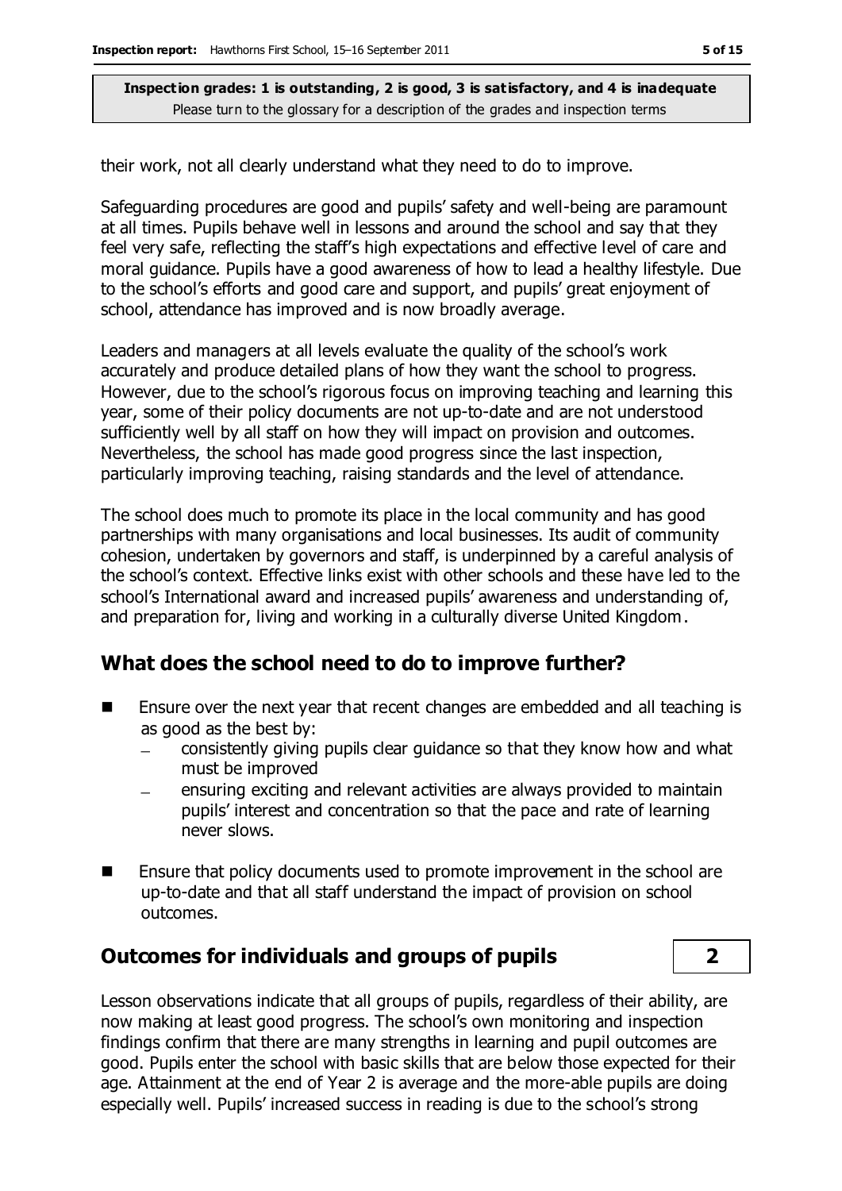their work, not all clearly understand what they need to do to improve.

Safeguarding procedures are good and pupils' safety and well-being are paramount at all times. Pupils behave well in lessons and around the school and say that they feel very safe, reflecting the staff's high expectations and effective level of care and moral guidance. Pupils have a good awareness of how to lead a healthy lifestyle. Due to the school's efforts and good care and support, and pupils' great enjoyment of school, attendance has improved and is now broadly average.

Leaders and managers at all levels evaluate the quality of the school's work accurately and produce detailed plans of how they want the school to progress. However, due to the school's rigorous focus on improving teaching and learning this year, some of their policy documents are not up-to-date and are not understood sufficiently well by all staff on how they will impact on provision and outcomes. Nevertheless, the school has made good progress since the last inspection, particularly improving teaching, raising standards and the level of attendance.

The school does much to promote its place in the local community and has good partnerships with many organisations and local businesses. Its audit of community cohesion, undertaken by governors and staff, is underpinned by a careful analysis of the school's context. Effective links exist with other schools and these have led to the school's International award and increased pupils' awareness and understanding of, and preparation for, living and working in a culturally diverse United Kingdom.

## What does the school need to do to improve further?

- Ensure over the next year that recent changes are embedded and all teaching is as good as the best by:
  - consistently giving pupils clear guidance so that they know how and what must be improved
  - ensuring exciting and relevant activities are always provided to maintain pupils' interest and concentration so that the pace and rate of learning never slows.
- Ensure that policy documents used to promote improvement in the school are up-to-date and that all staff understand the impact of provision on school outcomes.

## Outcomes for individuals and groups of pupils — 2

Lesson observations indicate that all groups of pupils, regardless of their ability, are now making at least good progress. The school's own monitoring and inspection findings confirm that there are many strengths in learning and pupil outcomes are good. Pupils enter the school with basic skills that are below those expected for their age. Attainment at the end of Year 2 is average and the more-able pupils are doing especially well. Pupils' increased success in reading is due to the school's strong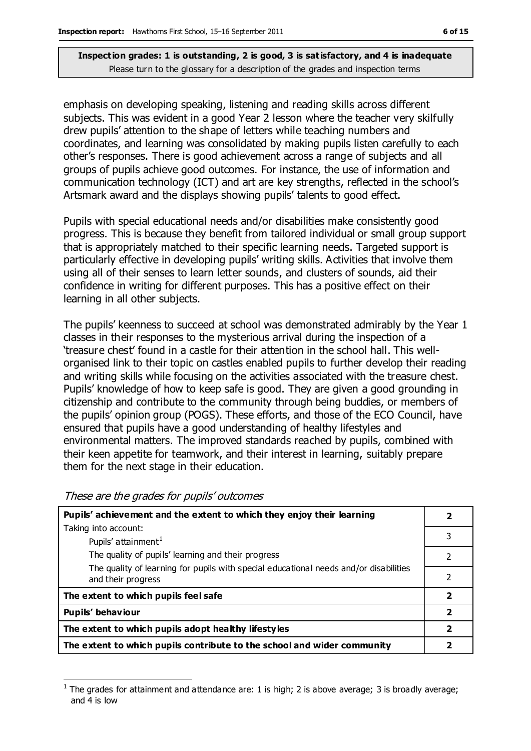emphasis on developing speaking, listening and reading skills across different subjects. This was evident in a good Year 2 lesson where the teacher very skilfully drew pupils' attention to the shape of letters while teaching numbers and coordinates, and learning was consolidated by making pupils listen carefully to each other's responses. There is good achievement across a range of subjects and all groups of pupils achieve good outcomes. For instance, the use of information and communication technology (ICT) and art are key strengths, reflected in the school's Artsmark award and the displays showing pupils' talents to good effect.

Pupils with special educational needs and/or disabilities make consistently good progress. This is because they benefit from tailored individual or small group support that is appropriately matched to their specific learning needs. Targeted support is particularly effective in developing pupils' writing skills. Activities that involve them using all of their senses to learn letter sounds, and clusters of sounds, aid their confidence in writing for different purposes. This has a positive effect on their learning in all other subjects.

The pupils' keenness to succeed at school was demonstrated admirably by the Year 1 classes in their responses to the mysterious arrival during the inspection of a 'treasure chest' found in a castle for their attention in the school hall. This well-organised link to their topic on castles enabled pupils to further develop their reading and writing skills while focusing on the activities associated with the treasure chest. Pupils' knowledge of how to keep safe is good. They are given a good grounding in citizenship and contribute to the community through being buddies, or members of the pupils' opinion group (POGS). These efforts, and those of the ECO Council, have ensured that pupils have a good understanding of healthy lifestyles and environmental matters. The improved standards reached by pupils, combined with their keen appetite for teamwork, and their interest in learning, suitably prepare them for the next stage in their education.

*These are the grades for pupils' outcomes*

| | |
|---|---|
| **Pupils' achievement and the extent to which they enjoy their learning** | **2** |
| Taking into account: Pupils' attainment[1] | 3 |
| The quality of pupils' learning and their progress | 2 |
| The quality of learning for pupils with special educational needs and/or disabilities and their progress | 2 |
| **The extent to which pupils feel safe** | **2** |
| **Pupils' behaviour** | **2** |
| **The extent to which pupils adopt healthy lifestyles** | **2** |
| **The extent to which pupils contribute to the school and wider community** | **2** |

[1] The grades for attainment and attendance are: 1 is high; 2 is above average; 3 is broadly average; and 4 is low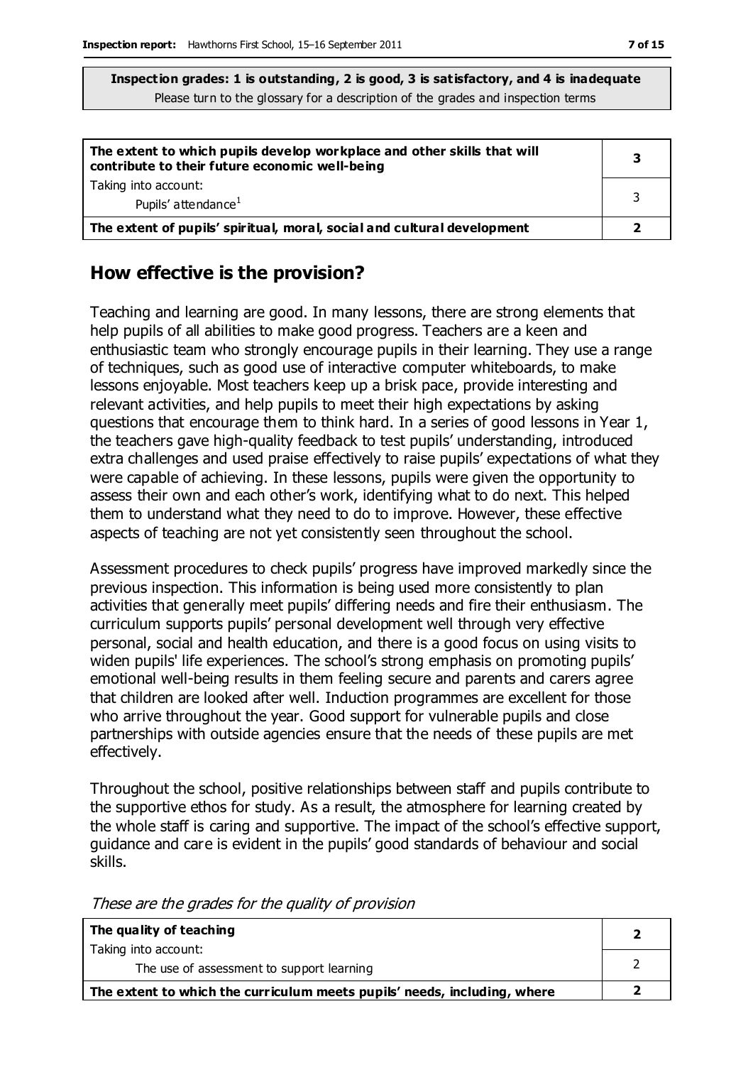**Inspection grades: 1 is outstanding, 2 is good, 3 is satisfactory, and 4 is inadequate**
Please turn to the glossary for a description of the grades and inspection terms

| | |
|---|---|
| **The extent to which pupils develop workplace and other skills that will contribute to their future economic well-being** | **3** |
| Taking into account: Pupils' attendance[1] | 3 |
| **The extent of pupils' spiritual, moral, social and cultural development** | **2** |

## How effective is the provision?

Teaching and learning are good. In many lessons, there are strong elements that help pupils of all abilities to make good progress. Teachers are a keen and enthusiastic team who strongly encourage pupils in their learning. They use a range of techniques, such as good use of interactive computer whiteboards, to make lessons enjoyable. Most teachers keep up a brisk pace, provide interesting and relevant activities, and help pupils to meet their high expectations by asking questions that encourage them to think hard. In a series of good lessons in Year 1, the teachers gave high-quality feedback to test pupils' understanding, introduced extra challenges and used praise effectively to raise pupils' expectations of what they were capable of achieving. In these lessons, pupils were given the opportunity to assess their own and each other's work, identifying what to do next. This helped them to understand what they need to do to improve. However, these effective aspects of teaching are not yet consistently seen throughout the school.

Assessment procedures to check pupils' progress have improved markedly since the previous inspection. This information is being used more consistently to plan activities that generally meet pupils' differing needs and fire their enthusiasm. The curriculum supports pupils' personal development well through very effective personal, social and health education, and there is a good focus on using visits to widen pupils' life experiences. The school's strong emphasis on promoting pupils' emotional well-being results in them feeling secure and parents and carers agree that children are looked after well. Induction programmes are excellent for those who arrive throughout the year. Good support for vulnerable pupils and close partnerships with outside agencies ensure that the needs of these pupils are met effectively.

Throughout the school, positive relationships between staff and pupils contribute to the supportive ethos for study. As a result, the atmosphere for learning created by the whole staff is caring and supportive. The impact of the school's effective support, guidance and care is evident in the pupils' good standards of behaviour and social skills.

*These are the grades for the quality of provision*

| | |
|---|---|
| **The quality of teaching** | **2** |
| Taking into account: The use of assessment to support learning | 2 |
| **The extent to which the curriculum meets pupils' needs, including, where** | **2** |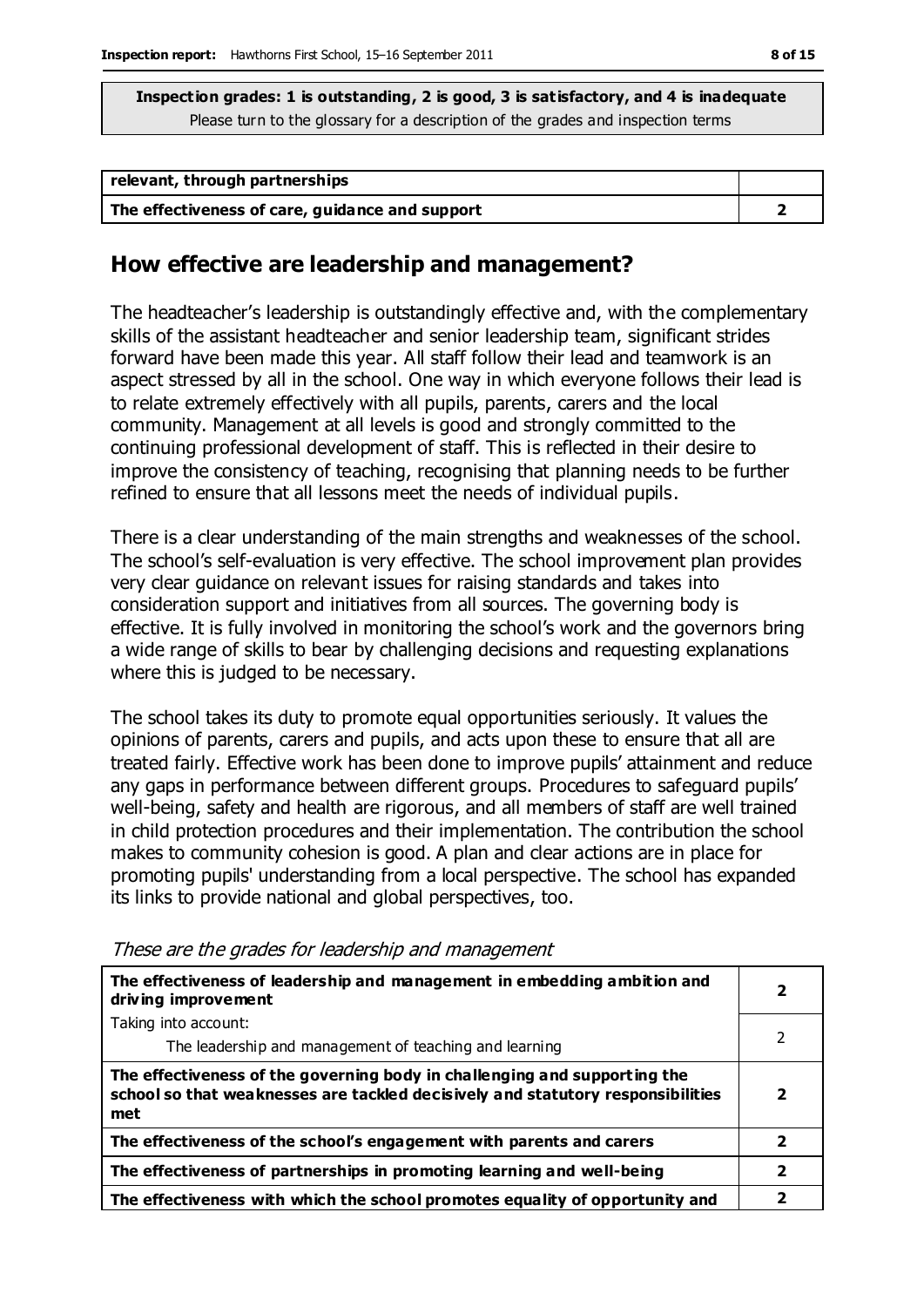**Inspection grades: 1 is outstanding, 2 is good, 3 is satisfactory, and 4 is inadequate**
Please turn to the glossary for a description of the grades and inspection terms

| | |
|---|---|
| **relevant, through partnerships** | |
| **The effectiveness of care, guidance and support** | **2** |

## How effective are leadership and management?

The headteacher's leadership is outstandingly effective and, with the complementary skills of the assistant headteacher and senior leadership team, significant strides forward have been made this year. All staff follow their lead and teamwork is an aspect stressed by all in the school. One way in which everyone follows their lead is to relate extremely effectively with all pupils, parents, carers and the local community. Management at all levels is good and strongly committed to the continuing professional development of staff. This is reflected in their desire to improve the consistency of teaching, recognising that planning needs to be further refined to ensure that all lessons meet the needs of individual pupils.

There is a clear understanding of the main strengths and weaknesses of the school. The school's self-evaluation is very effective. The school improvement plan provides very clear guidance on relevant issues for raising standards and takes into consideration support and initiatives from all sources. The governing body is effective. It is fully involved in monitoring the school's work and the governors bring a wide range of skills to bear by challenging decisions and requesting explanations where this is judged to be necessary.

The school takes its duty to promote equal opportunities seriously. It values the opinions of parents, carers and pupils, and acts upon these to ensure that all are treated fairly. Effective work has been done to improve pupils' attainment and reduce any gaps in performance between different groups. Procedures to safeguard pupils' well-being, safety and health are rigorous, and all members of staff are well trained in child protection procedures and their implementation. The contribution the school makes to community cohesion is good. A plan and clear actions are in place for promoting pupils' understanding from a local perspective. The school has expanded its links to provide national and global perspectives, too.

*These are the grades for leadership and management*

| | |
|---|---|
| **The effectiveness of leadership and management in embedding ambition and driving improvement** | **2** |
| Taking into account: The leadership and management of teaching and learning | 2 |
| **The effectiveness of the governing body in challenging and supporting the school so that weaknesses are tackled decisively and statutory responsibilities met** | **2** |
| **The effectiveness of the school's engagement with parents and carers** | **2** |
| **The effectiveness of partnerships in promoting learning and well-being** | **2** |
| **The effectiveness with which the school promotes equality of opportunity and** | **2** |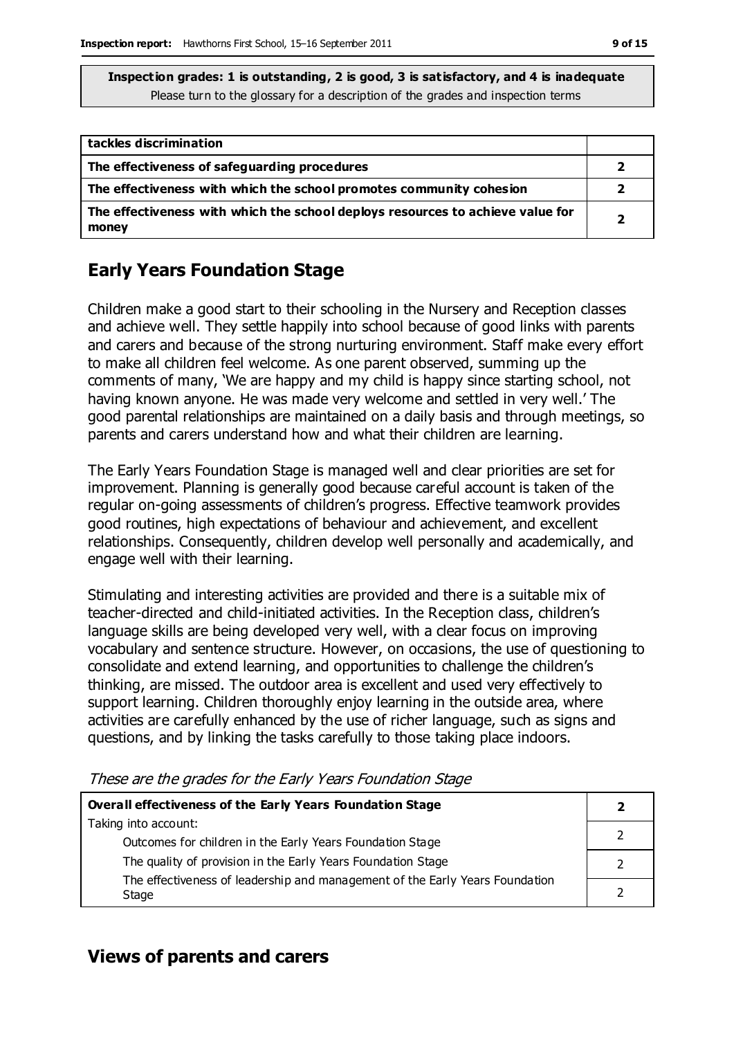**Inspection grades: 1 is outstanding, 2 is good, 3 is satisfactory, and 4 is inadequate**
Please turn to the glossary for a description of the grades and inspection terms

| | |
|---|---|
| **tackles discrimination** | |
| **The effectiveness of safeguarding procedures** | **2** |
| **The effectiveness with which the school promotes community cohesion** | **2** |
| **The effectiveness with which the school deploys resources to achieve value for money** | **2** |

## Early Years Foundation Stage

Children make a good start to their schooling in the Nursery and Reception classes and achieve well. They settle happily into school because of good links with parents and carers and because of the strong nurturing environment. Staff make every effort to make all children feel welcome. As one parent observed, summing up the comments of many, 'We are happy and my child is happy since starting school, not having known anyone. He was made very welcome and settled in very well.' The good parental relationships are maintained on a daily basis and through meetings, so parents and carers understand how and what their children are learning.

The Early Years Foundation Stage is managed well and clear priorities are set for improvement. Planning is generally good because careful account is taken of the regular on-going assessments of children's progress. Effective teamwork provides good routines, high expectations of behaviour and achievement, and excellent relationships. Consequently, children develop well personally and academically, and engage well with their learning.

Stimulating and interesting activities are provided and there is a suitable mix of teacher-directed and child-initiated activities. In the Reception class, children's language skills are being developed very well, with a clear focus on improving vocabulary and sentence structure. However, on occasions, the use of questioning to consolidate and extend learning, and opportunities to challenge the children's thinking, are missed. The outdoor area is excellent and used very effectively to support learning. Children thoroughly enjoy learning in the outside area, where activities are carefully enhanced by the use of richer language, such as signs and questions, and by linking the tasks carefully to those taking place indoors.

*These are the grades for the Early Years Foundation Stage*

| | |
|---|---|
| **Overall effectiveness of the Early Years Foundation Stage** | **2** |
| Taking into account: Outcomes for children in the Early Years Foundation Stage | 2 |
| The quality of provision in the Early Years Foundation Stage | 2 |
| The effectiveness of leadership and management of the Early Years Foundation Stage | 2 |

## Views of parents and carers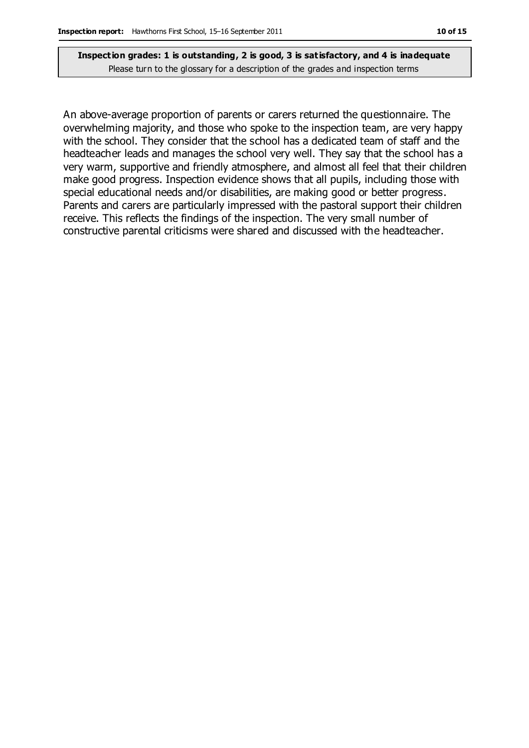**Inspection grades: 1 is outstanding, 2 is good, 3 is satisfactory, and 4 is inadequate**
Please turn to the glossary for a description of the grades and inspection terms

An above-average proportion of parents or carers returned the questionnaire. The overwhelming majority, and those who spoke to the inspection team, are very happy with the school. They consider that the school has a dedicated team of staff and the headteacher leads and manages the school very well. They say that the school has a very warm, supportive and friendly atmosphere, and almost all feel that their children make good progress. Inspection evidence shows that all pupils, including those with special educational needs and/or disabilities, are making good or better progress. Parents and carers are particularly impressed with the pastoral support their children receive. This reflects the findings of the inspection. The very small number of constructive parental criticisms were shared and discussed with the headteacher.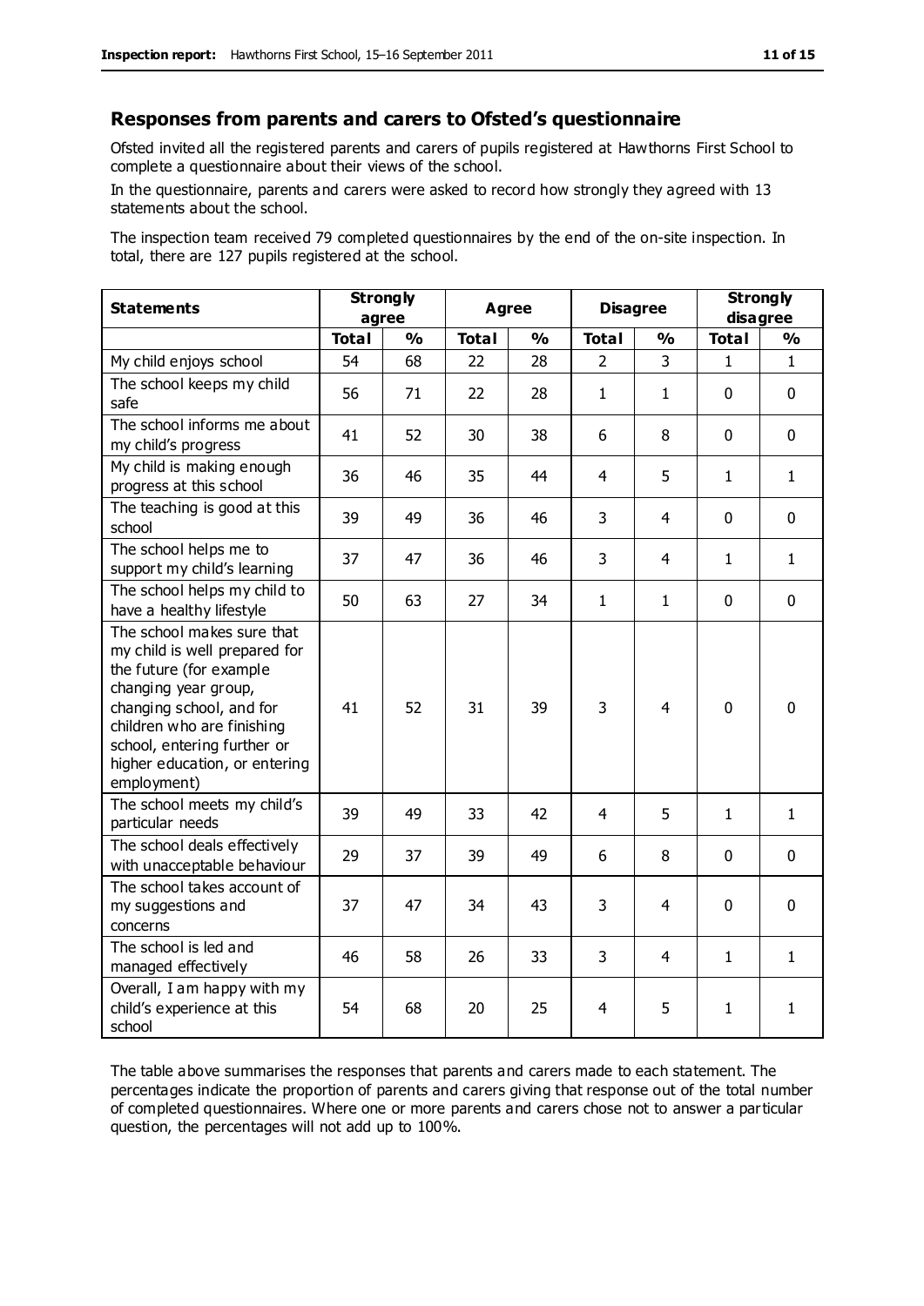## Responses from parents and carers to Ofsted's questionnaire

Ofsted invited all the registered parents and carers of pupils registered at Hawthorns First School to complete a questionnaire about their views of the school.

In the questionnaire, parents and carers were asked to record how strongly they agreed with 13 statements about the school.

The inspection team received 79 completed questionnaires by the end of the on-site inspection. In total, there are 127 pupils registered at the school.

| Statements | Strongly agree | | Agree | | Disagree | | Strongly disagree | |
|---|---|---|---|---|---|---|---|---|
| | Total | % | Total | % | Total | % | Total | % |
| My child enjoys school | 54 | 68 | 22 | 28 | 2 | 3 | 1 | 1 |
| The school keeps my child safe | 56 | 71 | 22 | 28 | 1 | 1 | 0 | 0 |
| The school informs me about my child's progress | 41 | 52 | 30 | 38 | 6 | 8 | 0 | 0 |
| My child is making enough progress at this school | 36 | 46 | 35 | 44 | 4 | 5 | 1 | 1 |
| The teaching is good at this school | 39 | 49 | 36 | 46 | 3 | 4 | 0 | 0 |
| The school helps me to support my child's learning | 37 | 47 | 36 | 46 | 3 | 4 | 1 | 1 |
| The school helps my child to have a healthy lifestyle | 50 | 63 | 27 | 34 | 1 | 1 | 0 | 0 |
| The school makes sure that my child is well prepared for the future (for example changing year group, changing school, and for children who are finishing school, entering further or higher education, or entering employment) | 41 | 52 | 31 | 39 | 3 | 4 | 0 | 0 |
| The school meets my child's particular needs | 39 | 49 | 33 | 42 | 4 | 5 | 1 | 1 |
| The school deals effectively with unacceptable behaviour | 29 | 37 | 39 | 49 | 6 | 8 | 0 | 0 |
| The school takes account of my suggestions and concerns | 37 | 47 | 34 | 43 | 3 | 4 | 0 | 0 |
| The school is led and managed effectively | 46 | 58 | 26 | 33 | 3 | 4 | 1 | 1 |
| Overall, I am happy with my child's experience at this school | 54 | 68 | 20 | 25 | 4 | 5 | 1 | 1 |

The table above summarises the responses that parents and carers made to each statement. The percentages indicate the proportion of parents and carers giving that response out of the total number of completed questionnaires. Where one or more parents and carers chose not to answer a particular question, the percentages will not add up to 100%.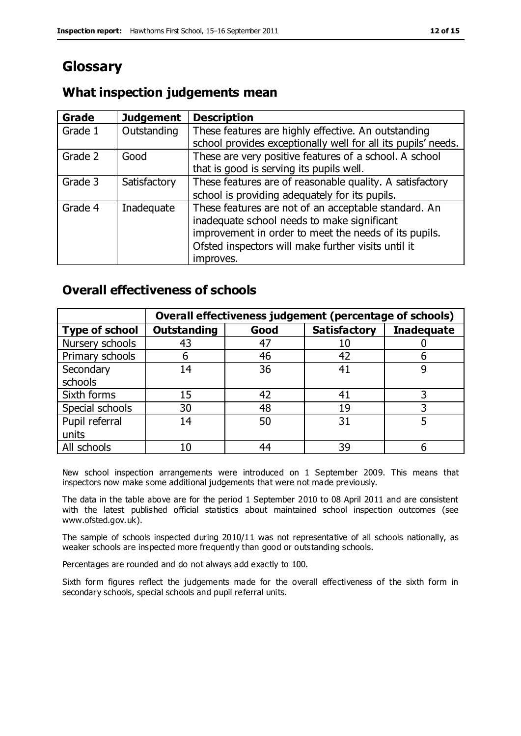# Glossary

## What inspection judgements mean

| Grade | Judgement | Description |
| --- | --- | --- |
| Grade 1 | Outstanding | These features are highly effective. An outstanding school provides exceptionally well for all its pupils' needs. |
| Grade 2 | Good | These are very positive features of a school. A school that is good is serving its pupils well. |
| Grade 3 | Satisfactory | These features are of reasonable quality. A satisfactory school is providing adequately for its pupils. |
| Grade 4 | Inadequate | These features are not of an acceptable standard. An inadequate school needs to make significant improvement in order to meet the needs of its pupils. Ofsted inspectors will make further visits until it improves. |

## Overall effectiveness of schools

| | Overall effectiveness judgement (percentage of schools) | | | |
| --- | --- | --- | --- | --- |
| **Type of school** | **Outstanding** | **Good** | **Satisfactory** | **Inadequate** |
| Nursery schools | 43 | 47 | 10 | 0 |
| Primary schools | 6 | 46 | 42 | 6 |
| Secondary schools | 14 | 36 | 41 | 9 |
| Sixth forms | 15 | 42 | 41 | 3 |
| Special schools | 30 | 48 | 19 | 3 |
| Pupil referral units | 14 | 50 | 31 | 5 |
| All schools | 10 | 44 | 39 | 6 |

New school inspection arrangements were introduced on 1 September 2009. This means that inspectors now make some additional judgements that were not made previously.

The data in the table above are for the period 1 September 2010 to 08 April 2011 and are consistent with the latest published official statistics about maintained school inspection outcomes (see www.ofsted.gov.uk).

The sample of schools inspected during 2010/11 was not representative of all schools nationally, as weaker schools are inspected more frequently than good or outstanding schools.

Percentages are rounded and do not always add exactly to 100.

Sixth form figures reflect the judgements made for the overall effectiveness of the sixth form in secondary schools, special schools and pupil referral units.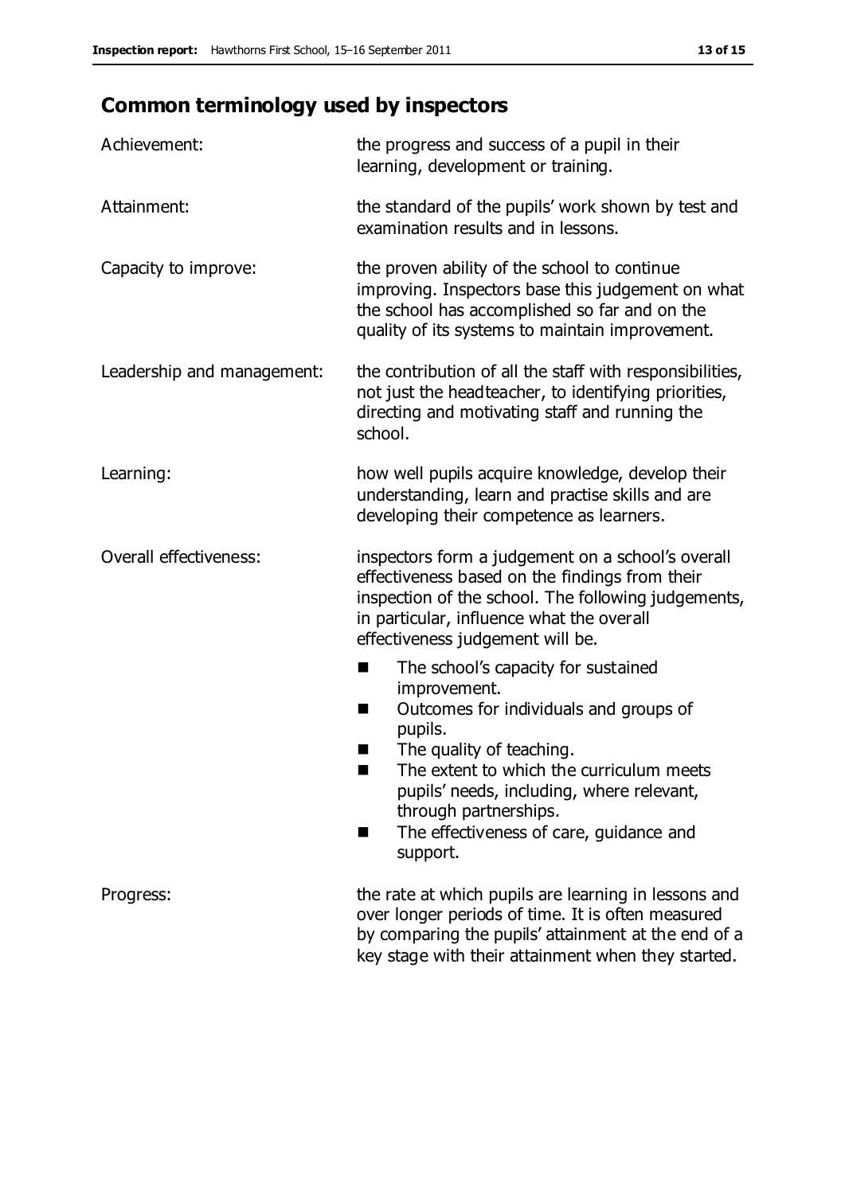## Common terminology used by inspectors

| | |
|---|---|
| Achievement: | the progress and success of a pupil in their learning, development or training. |
| Attainment: | the standard of the pupils' work shown by test and examination results and in lessons. |
| Capacity to improve: | the proven ability of the school to continue improving. Inspectors base this judgement on what the school has accomplished so far and on the quality of its systems to maintain improvement. |
| Leadership and management: | the contribution of all the staff with responsibilities, not just the headteacher, to identifying priorities, directing and motivating staff and running the school. |
| Learning: | how well pupils acquire knowledge, develop their understanding, learn and practise skills and are developing their competence as learners. |
| Overall effectiveness: | inspectors form a judgement on a school's overall effectiveness based on the findings from their inspection of the school. The following judgements, in particular, influence what the overall effectiveness judgement will be.<br>■ The school's capacity for sustained improvement.<br>■ Outcomes for individuals and groups of pupils.<br>■ The quality of teaching.<br>■ The extent to which the curriculum meets pupils' needs, including, where relevant, through partnerships.<br>■ The effectiveness of care, guidance and support. |
| Progress: | the rate at which pupils are learning in lessons and over longer periods of time. It is often measured by comparing the pupils' attainment at the end of a key stage with their attainment when they started. |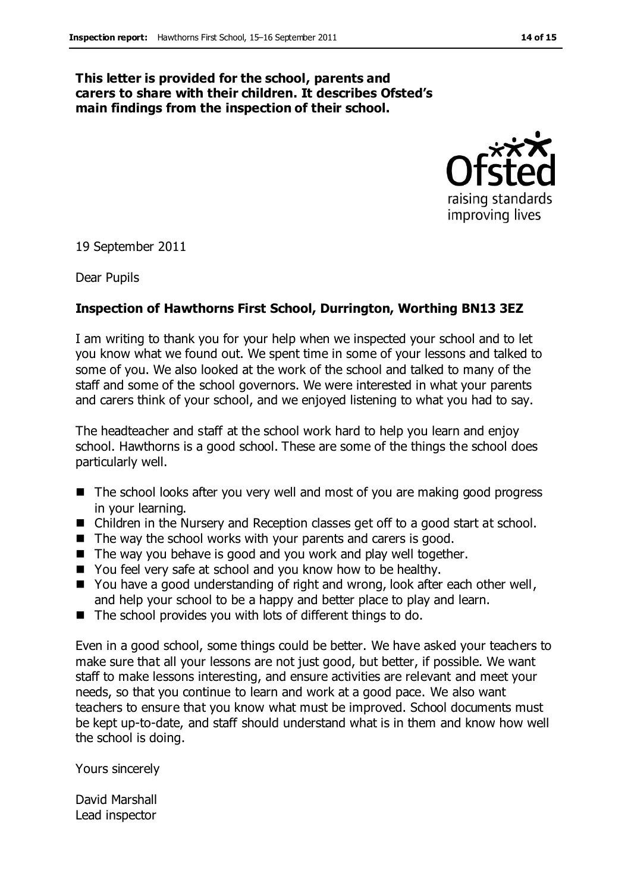**This letter is provided for the school, parents and carers to share with their children. It describes Ofsted's main findings from the inspection of their school.**

19 September 2011

Dear Pupils

**Inspection of Hawthorns First School, Durrington, Worthing BN13 3EZ**

I am writing to thank you for your help when we inspected your school and to let you know what we found out. We spent time in some of your lessons and talked to some of you. We also looked at the work of the school and talked to many of the staff and some of the school governors. We were interested in what your parents and carers think of your school, and we enjoyed listening to what you had to say.

The headteacher and staff at the school work hard to help you learn and enjoy school. Hawthorns is a good school. These are some of the things the school does particularly well.

- The school looks after you very well and most of you are making good progress in your learning.
- Children in the Nursery and Reception classes get off to a good start at school.
- The way the school works with your parents and carers is good.
- The way you behave is good and you work and play well together.
- You feel very safe at school and you know how to be healthy.
- You have a good understanding of right and wrong, look after each other well, and help your school to be a happy and better place to play and learn.
- The school provides you with lots of different things to do.

Even in a good school, some things could be better. We have asked your teachers to make sure that all your lessons are not just good, but better, if possible. We want staff to make lessons interesting, and ensure activities are relevant and meet your needs, so that you continue to learn and work at a good pace. We also want teachers to ensure that you know what must be improved. School documents must be kept up-to-date, and staff should understand what is in them and know how well the school is doing.

Yours sincerely

David Marshall
Lead inspector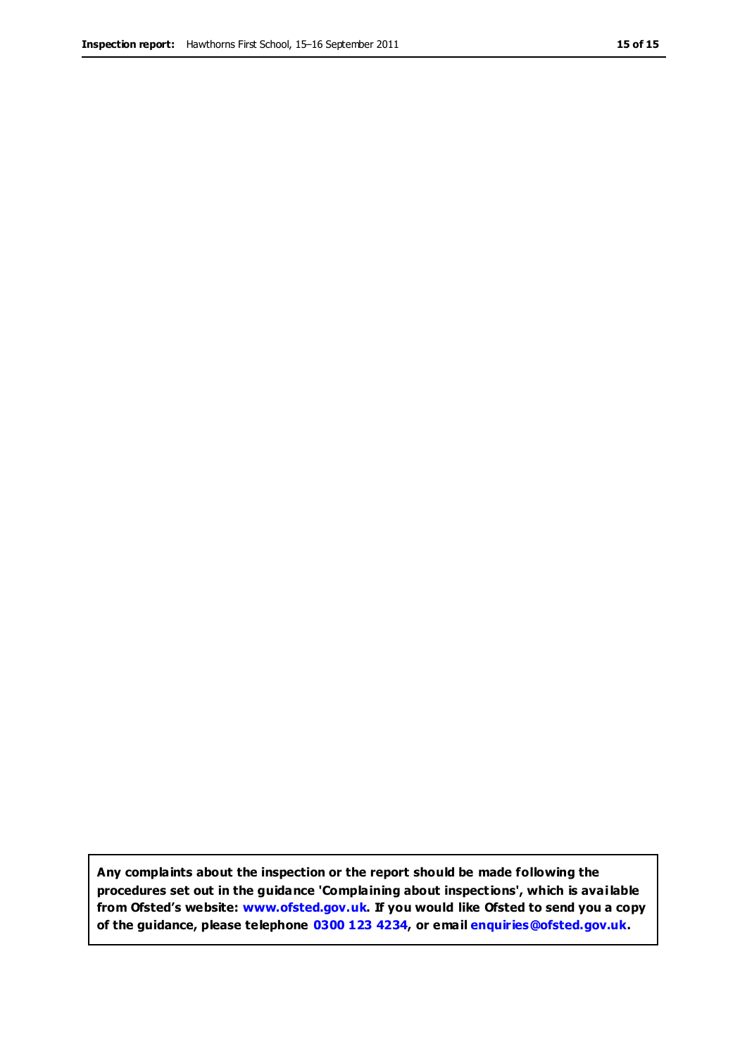**Any complaints about the inspection or the report should be made following the procedures set out in the guidance 'Complaining about inspections', which is available from Ofsted's website: www.ofsted.gov.uk. If you would like Ofsted to send you a copy of the guidance, please telephone 0300 123 4234, or email enquiries@ofsted.gov.uk.**